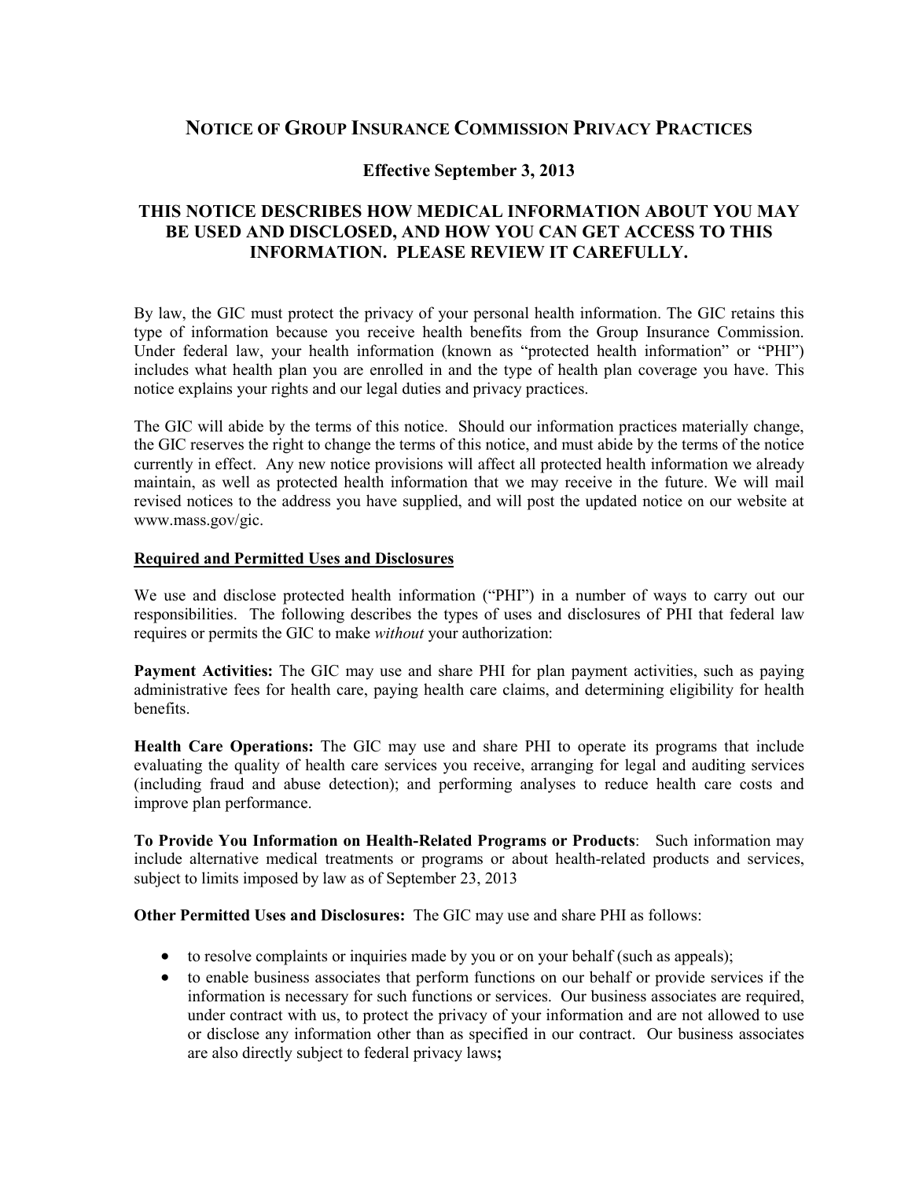# NOTICE OF GROUP INSURANCE COMMISSION PRIVACY PRACTICES

**Effective September 3, 2013**

## THIS NOTICE DESCRIBES HOW MEDICAL INFORMATION ABOUT YOU MAY BE USED AND DISCLOSED, AND HOW YOU CAN GET ACCESS TO THIS INFORMATION. PLEASE REVIEW IT CAREFULLY.

By law, the GIC must protect the privacy of your personal health information. The GIC retains this type of information because you receive health benefits from the Group Insurance Commission. Under federal law, your health information (known as "protected health information" or "PHI") includes what health plan you are enrolled in and the type of health plan coverage you have. This notice explains your rights and our legal duties and privacy practices.

The GIC will abide by the terms of this notice. Should our information practices materially change, the GIC reserves the right to change the terms of this notice, and must abide by the terms of the notice currently in effect. Any new notice provisions will affect all protected health information we already maintain, as well as protected health information that we may receive in the future. We will mail revised notices to the address you have supplied, and will post the updated notice on our website at www.mass.gov/gic.

### Required and Permitted Uses and Disclosures

We use and disclose protected health information ("PHI") in a number of ways to carry out our responsibilities. The following describes the types of uses and disclosures of PHI that federal law requires or permits the GIC to make *without* your authorization:

**Payment Activities:** The GIC may use and share PHI for plan payment activities, such as paying administrative fees for health care, paying health care claims, and determining eligibility for health benefits.

**Health Care Operations:** The GIC may use and share PHI to operate its programs that include evaluating the quality of health care services you receive, arranging for legal and auditing services (including fraud and abuse detection); and performing analyses to reduce health care costs and improve plan performance.

**To Provide You Information on Health-Related Programs or Products**: Such information may include alternative medical treatments or programs or about health-related products and services, subject to limits imposed by law as of September 23, 2013

**Other Permitted Uses and Disclosures:** The GIC may use and share PHI as follows:

- to resolve complaints or inquiries made by you or on your behalf (such as appeals);
- to enable business associates that perform functions on our behalf or provide services if the information is necessary for such functions or services. Our business associates are required, under contract with us, to protect the privacy of your information and are not allowed to use or disclose any information other than as specified in our contract. Our business associates are also directly subject to federal privacy laws**;**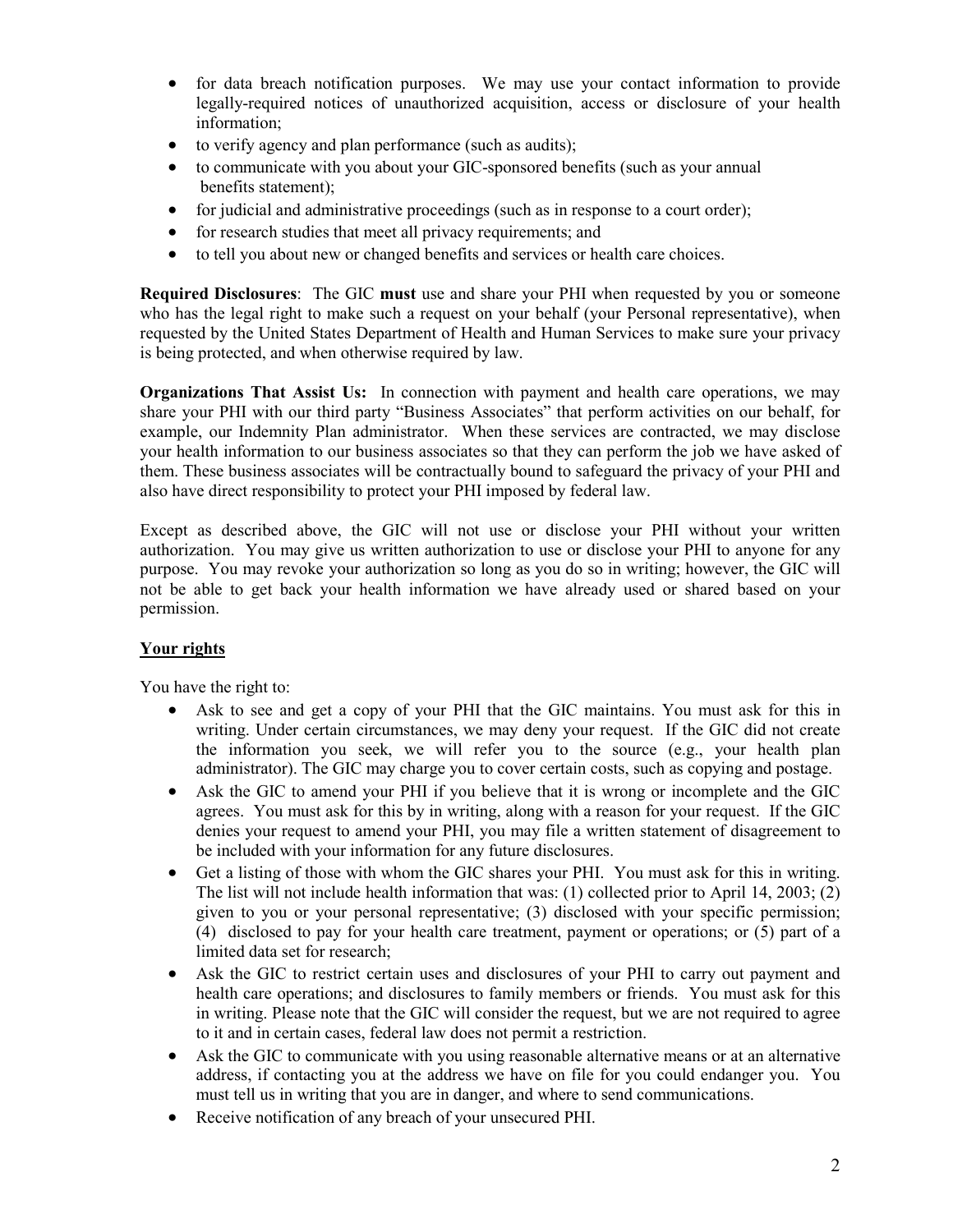- for data breach notification purposes. We may use your contact information to provide legally-required notices of unauthorized acquisition, access or disclosure of your health information;
- to verify agency and plan performance (such as audits);
- to communicate with you about your GIC-sponsored benefits (such as your annual benefits statement);
- for judicial and administrative proceedings (such as in response to a court order);
- for research studies that meet all privacy requirements; and
- to tell you about new or changed benefits and services or health care choices.

**Required Disclosures**: The GIC **must** use and share your PHI when requested by you or someone who has the legal right to make such a request on your behalf (your Personal representative), when requested by the United States Department of Health and Human Services to make sure your privacy is being protected, and when otherwise required by law.

**Organizations That Assist Us:** In connection with payment and health care operations, we may share your PHI with our third party "Business Associates" that perform activities on our behalf, for example, our Indemnity Plan administrator. When these services are contracted, we may disclose your health information to our business associates so that they can perform the job we have asked of them. These business associates will be contractually bound to safeguard the privacy of your PHI and also have direct responsibility to protect your PHI imposed by federal law.

Except as described above, the GIC will not use or disclose your PHI without your written authorization. You may give us written authorization to use or disclose your PHI to anyone for any purpose. You may revoke your authorization so long as you do so in writing; however, the GIC will not be able to get back your health information we have already used or shared based on your permission.

## Your rights

You have the right to:

- Ask to see and get a copy of your PHI that the GIC maintains. You must ask for this in writing. Under certain circumstances, we may deny your request. If the GIC did not create the information you seek, we will refer you to the source (e.g., your health plan administrator). The GIC may charge you to cover certain costs, such as copying and postage.
- Ask the GIC to amend your PHI if you believe that it is wrong or incomplete and the GIC agrees. You must ask for this by in writing, along with a reason for your request. If the GIC denies your request to amend your PHI, you may file a written statement of disagreement to be included with your information for any future disclosures.
- Get a listing of those with whom the GIC shares your PHI. You must ask for this in writing. The list will not include health information that was: (1) collected prior to April 14, 2003; (2) given to you or your personal representative; (3) disclosed with your specific permission; (4) disclosed to pay for your health care treatment, payment or operations; or (5) part of a limited data set for research;
- Ask the GIC to restrict certain uses and disclosures of your PHI to carry out payment and health care operations; and disclosures to family members or friends. You must ask for this in writing. Please note that the GIC will consider the request, but we are not required to agree to it and in certain cases, federal law does not permit a restriction.
- Ask the GIC to communicate with you using reasonable alternative means or at an alternative address, if contacting you at the address we have on file for you could endanger you. You must tell us in writing that you are in danger, and where to send communications.
- Receive notification of any breach of your unsecured PHI.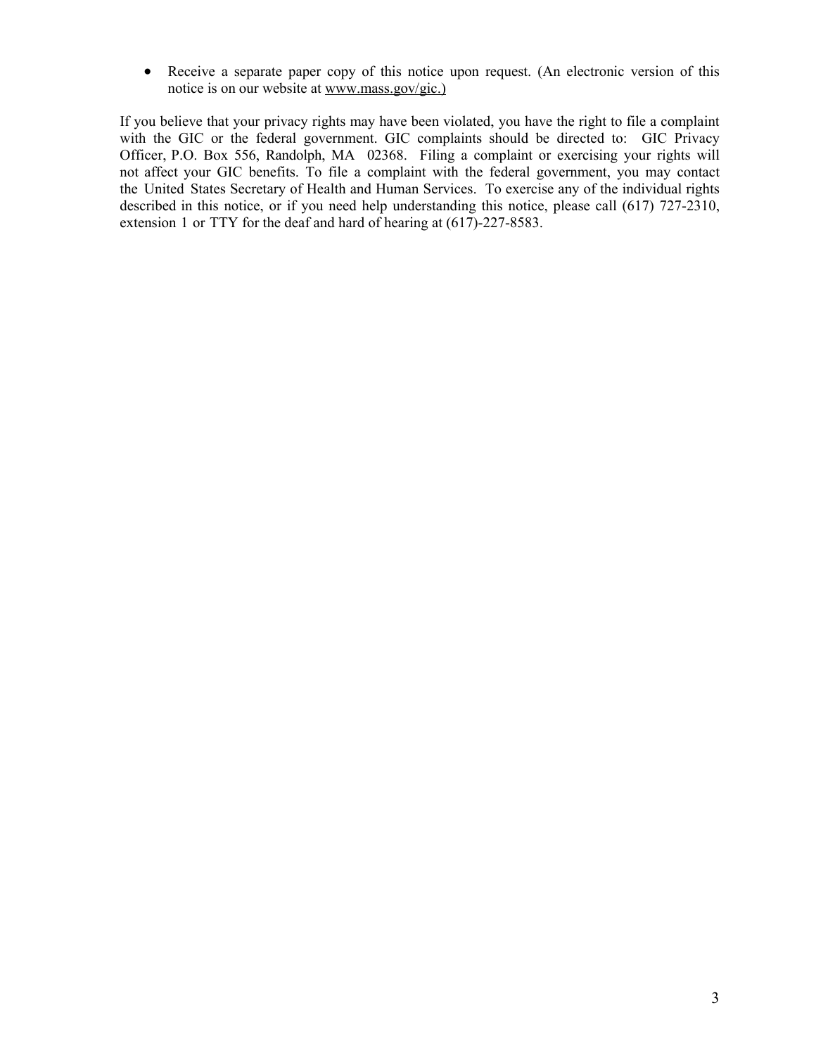- Receive a separate paper copy of this notice upon request. (An electronic version of this notice is on our website at www.mass.gov/gic.)

If you believe that your privacy rights may have been violated, you have the right to file a complaint with the GIC or the federal government. GIC complaints should be directed to: GIC Privacy Officer, P.O. Box 556, Randolph, MA 02368. Filing a complaint or exercising your rights will not affect your GIC benefits. To file a complaint with the federal government, you may contact the United States Secretary of Health and Human Services. To exercise any of the individual rights described in this notice, or if you need help understanding this notice, please call (617) 727-2310, extension 1 or TTY for the deaf and hard of hearing at (617)-227-8583.